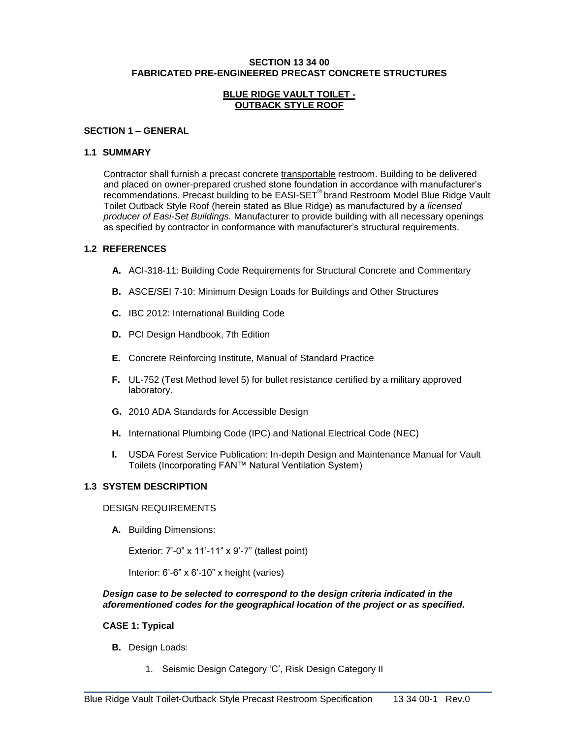# SECTION 13 34 00
# FABRICATED PRE-ENGINEERED PRECAST CONCRETE STRUCTURES

## BLUE RIDGE VAULT TOILET - OUTBACK STYLE ROOF

## SECTION 1 – GENERAL

### 1.1 SUMMARY

Contractor shall furnish a precast concrete transportable restroom. Building to be delivered and placed on owner-prepared crushed stone foundation in accordance with manufacturer's recommendations. Precast building to be EASI-SET® brand Restroom Model Blue Ridge Vault Toilet Outback Style Roof (herein stated as Blue Ridge) as manufactured by a *licensed producer of Easi-Set Buildings.* Manufacturer to provide building with all necessary openings as specified by contractor in conformance with manufacturer's structural requirements.

### 1.2 REFERENCES

- **A.** ACI-318-11: Building Code Requirements for Structural Concrete and Commentary
- **B.** ASCE/SEI 7-10: Minimum Design Loads for Buildings and Other Structures
- **C.** IBC 2012: International Building Code
- **D.** PCI Design Handbook, 7th Edition
- **E.** Concrete Reinforcing Institute, Manual of Standard Practice
- **F.** UL-752 (Test Method level 5) for bullet resistance certified by a military approved laboratory.
- **G.** 2010 ADA Standards for Accessible Design
- **H.** International Plumbing Code (IPC) and National Electrical Code (NEC)
- **I.** USDA Forest Service Publication: In-depth Design and Maintenance Manual for Vault Toilets (Incorporating FAN™ Natural Ventilation System)

### 1.3 SYSTEM DESCRIPTION

DESIGN REQUIREMENTS

**A.** Building Dimensions:

Exterior: 7'-0" x 11'-11" x 9'-7" (tallest point)

Interior: 6'-6" x 6'-10" x height (varies)

***Design case to be selected to correspond to the design criteria indicated in the aforementioned codes for the geographical location of the project or as specified.***

**CASE 1: Typical**

**B.** Design Loads:

1. Seismic Design Category 'C', Risk Design Category II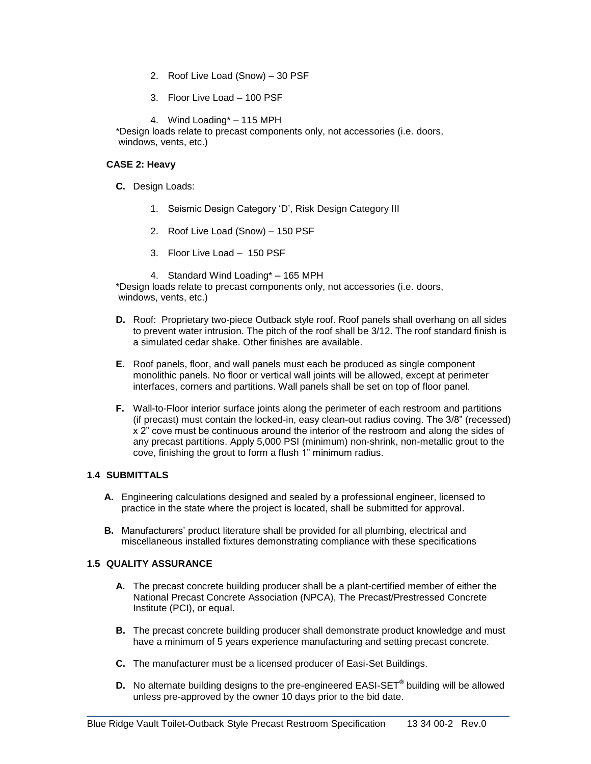2. Roof Live Load (Snow) – 30 PSF

3. Floor Live Load – 100 PSF

4. Wind Loading* – 115 MPH

*Design loads relate to precast components only, not accessories (i.e. doors, windows, vents, etc.)

**CASE 2: Heavy**

**C.** Design Loads:

1. Seismic Design Category 'D', Risk Design Category III

2. Roof Live Load (Snow) – 150 PSF

3. Floor Live Load – 150 PSF

4. Standard Wind Loading* – 165 MPH

*Design loads relate to precast components only, not accessories (i.e. doors, windows, vents, etc.)

**D.** Roof: Proprietary two-piece Outback style roof. Roof panels shall overhang on all sides to prevent water intrusion. The pitch of the roof shall be 3/12. The roof standard finish is a simulated cedar shake. Other finishes are available.

**E.** Roof panels, floor, and wall panels must each be produced as single component monolithic panels. No floor or vertical wall joints will be allowed, except at perimeter interfaces, corners and partitions. Wall panels shall be set on top of floor panel.

**F.** Wall-to-Floor interior surface joints along the perimeter of each restroom and partitions (if precast) must contain the locked-in, easy clean-out radius coving. The 3/8" (recessed) x 2" cove must be continuous around the interior of the restroom and along the sides of any precast partitions. Apply 5,000 PSI (minimum) non-shrink, non-metallic grout to the cove, finishing the grout to form a flush 1" minimum radius.

### 1.4 SUBMITTALS

**A.** Engineering calculations designed and sealed by a professional engineer, licensed to practice in the state where the project is located, shall be submitted for approval.

**B.** Manufacturers' product literature shall be provided for all plumbing, electrical and miscellaneous installed fixtures demonstrating compliance with these specifications

### 1.5 QUALITY ASSURANCE

**A.** The precast concrete building producer shall be a plant-certified member of either the National Precast Concrete Association (NPCA), The Precast/Prestressed Concrete Institute (PCI), or equal.

**B.** The precast concrete building producer shall demonstrate product knowledge and must have a minimum of 5 years experience manufacturing and setting precast concrete.

**C.** The manufacturer must be a licensed producer of Easi-Set Buildings.

**D.** No alternate building designs to the pre-engineered EASI-SET® building will be allowed unless pre-approved by the owner 10 days prior to the bid date.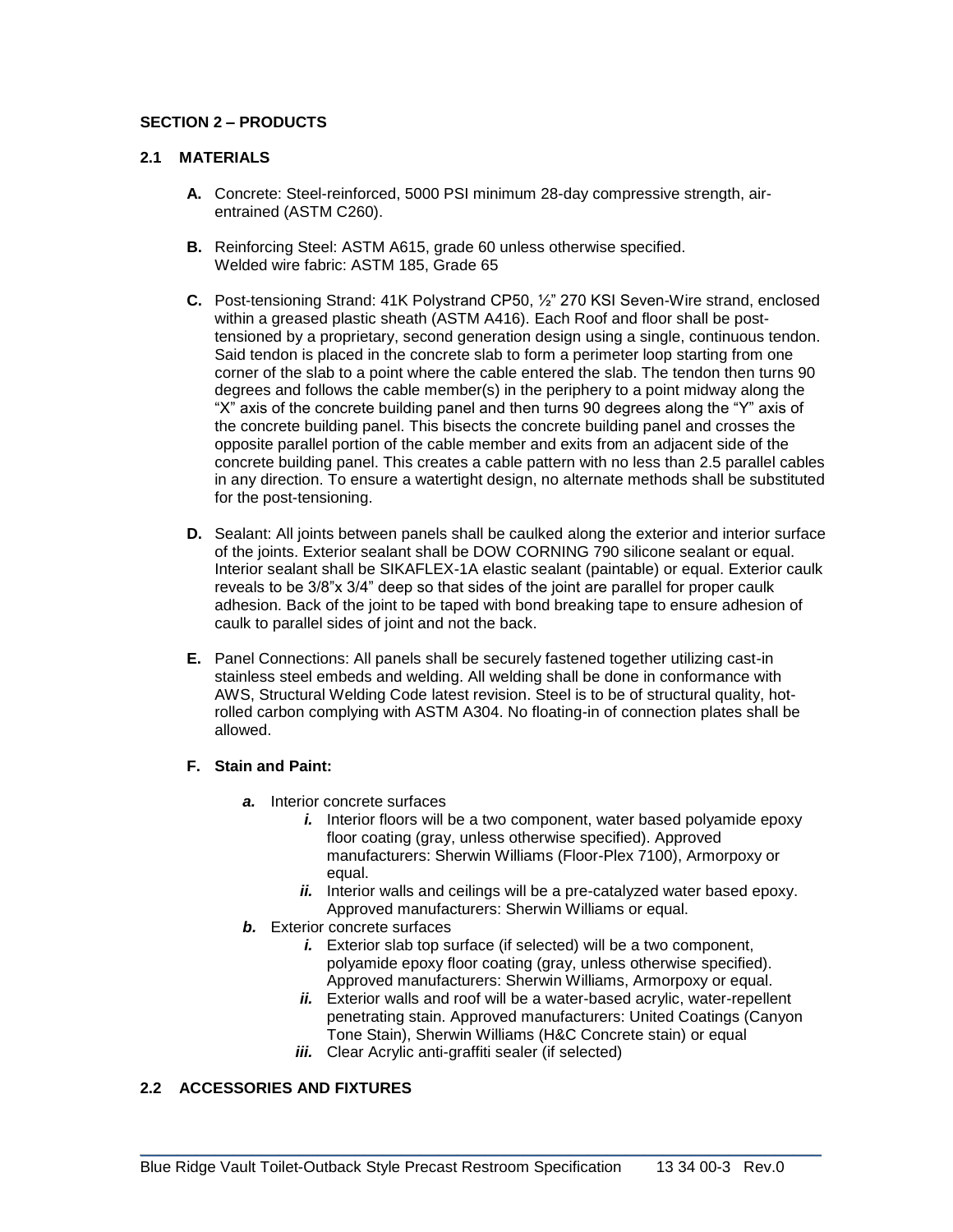**SECTION 2 – PRODUCTS**

**2.1 MATERIALS**

**A.** Concrete: Steel-reinforced, 5000 PSI minimum 28-day compressive strength, air-entrained (ASTM C260).

**B.** Reinforcing Steel: ASTM A615, grade 60 unless otherwise specified.
Welded wire fabric: ASTM 185, Grade 65

**C.** Post-tensioning Strand: 41K Polystrand CP50, ½" 270 KSI Seven-Wire strand, enclosed within a greased plastic sheath (ASTM A416). Each Roof and floor shall be post-tensioned by a proprietary, second generation design using a single, continuous tendon. Said tendon is placed in the concrete slab to form a perimeter loop starting from one corner of the slab to a point where the cable entered the slab. The tendon then turns 90 degrees and follows the cable member(s) in the periphery to a point midway along the "X" axis of the concrete building panel and then turns 90 degrees along the "Y" axis of the concrete building panel. This bisects the concrete building panel and crosses the opposite parallel portion of the cable member and exits from an adjacent side of the concrete building panel. This creates a cable pattern with no less than 2.5 parallel cables in any direction. To ensure a watertight design, no alternate methods shall be substituted for the post-tensioning.

**D.** Sealant: All joints between panels shall be caulked along the exterior and interior surface of the joints. Exterior sealant shall be DOW CORNING 790 silicone sealant or equal. Interior sealant shall be SIKAFLEX-1A elastic sealant (paintable) or equal. Exterior caulk reveals to be 3/8"x 3/4" deep so that sides of the joint are parallel for proper caulk adhesion. Back of the joint to be taped with bond breaking tape to ensure adhesion of caulk to parallel sides of joint and not the back.

**E.** Panel Connections: All panels shall be securely fastened together utilizing cast-in stainless steel embeds and welding. All welding shall be done in conformance with AWS, Structural Welding Code latest revision. Steel is to be of structural quality, hot-rolled carbon complying with ASTM A304. No floating-in of connection plates shall be allowed.

**F. Stain and Paint:**

- ***a.*** Interior concrete surfaces
  - ***i.*** Interior floors will be a two component, water based polyamide epoxy floor coating (gray, unless otherwise specified). Approved manufacturers: Sherwin Williams (Floor-Plex 7100), Armorpoxy or equal.
  - ***ii.*** Interior walls and ceilings will be a pre-catalyzed water based epoxy. Approved manufacturers: Sherwin Williams or equal.
- ***b.*** Exterior concrete surfaces
  - ***i.*** Exterior slab top surface (if selected) will be a two component, polyamide epoxy floor coating (gray, unless otherwise specified). Approved manufacturers: Sherwin Williams, Armorpoxy or equal.
  - ***ii.*** Exterior walls and roof will be a water-based acrylic, water-repellent penetrating stain. Approved manufacturers: United Coatings (Canyon Tone Stain), Sherwin Williams (H&C Concrete stain) or equal
  - ***iii.*** Clear Acrylic anti-graffiti sealer (if selected)

**2.2 ACCESSORIES AND FIXTURES**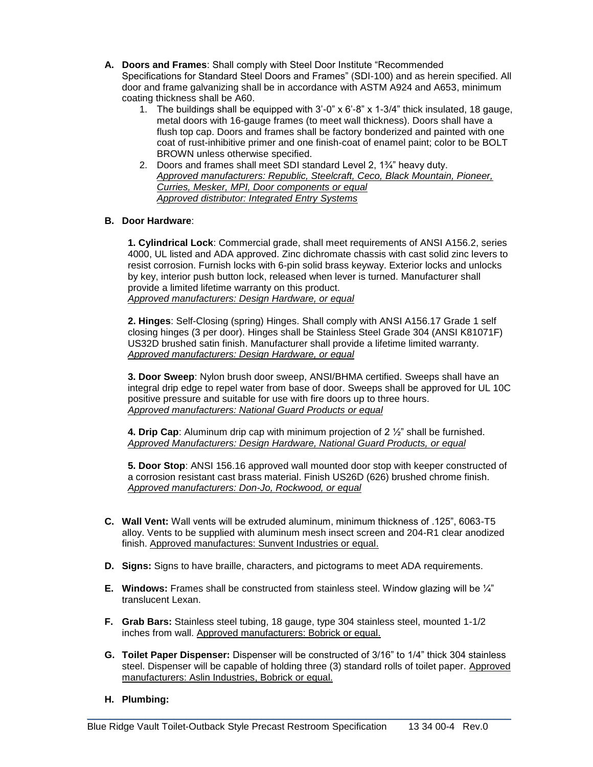- **A. Doors and Frames**: Shall comply with Steel Door Institute "Recommended Specifications for Standard Steel Doors and Frames" (SDI-100) and as herein specified. All door and frame galvanizing shall be in accordance with ASTM A924 and A653, minimum coating thickness shall be A60.
  1. The buildings shall be equipped with 3'-0" x 6'-8" x 1-3/4" thick insulated, 18 gauge, metal doors with 16-gauge frames (to meet wall thickness). Doors shall have a flush top cap. Doors and frames shall be factory bonderized and painted with one coat of rust-inhibitive primer and one finish-coat of enamel paint; color to be BOLT BROWN unless otherwise specified.
  2. Doors and frames shall meet SDI standard Level 2, 1¾" heavy duty.
     *Approved manufacturers: Republic, Steelcraft, Ceco, Black Mountain, Pioneer, Curries, Mesker, MPI, Door components or equal*
     *Approved distributor: Integrated Entry Systems*

- **B. Door Hardware**:

  **1. Cylindrical Lock**: Commercial grade, shall meet requirements of ANSI A156.2, series 4000, UL listed and ADA approved. Zinc dichromate chassis with cast solid zinc levers to resist corrosion. Furnish locks with 6-pin solid brass keyway. Exterior locks and unlocks by key, interior push button lock, released when lever is turned. Manufacturer shall provide a limited lifetime warranty on this product.
  *Approved manufacturers: Design Hardware, or equal*

  **2. Hinges**: Self-Closing (spring) Hinges. Shall comply with ANSI A156.17 Grade 1 self closing hinges (3 per door). Hinges shall be Stainless Steel Grade 304 (ANSI K81071F) US32D brushed satin finish. Manufacturer shall provide a lifetime limited warranty.
  *Approved manufacturers: Design Hardware, or equal*

  **3. Door Sweep**: Nylon brush door sweep, ANSI/BHMA certified. Sweeps shall have an integral drip edge to repel water from base of door. Sweeps shall be approved for UL 10C positive pressure and suitable for use with fire doors up to three hours.
  *Approved manufacturers: National Guard Products or equal*

  **4. Drip Cap**: Aluminum drip cap with minimum projection of 2 ½" shall be furnished.
  *Approved Manufacturers: Design Hardware, National Guard Products, or equal*

  **5. Door Stop**: ANSI 156.16 approved wall mounted door stop with keeper constructed of a corrosion resistant cast brass material. Finish US26D (626) brushed chrome finish.
  *Approved manufacturers: Don-Jo, Rockwood, or equal*

- **C. Wall Vent:** Wall vents will be extruded aluminum, minimum thickness of .125", 6063-T5 alloy. Vents to be supplied with aluminum mesh insect screen and 204-R1 clear anodized finish. Approved manufactures: Sunvent Industries or equal.

- **D. Signs:** Signs to have braille, characters, and pictograms to meet ADA requirements.

- **E. Windows:** Frames shall be constructed from stainless steel. Window glazing will be ¼" translucent Lexan.

- **F. Grab Bars:** Stainless steel tubing, 18 gauge, type 304 stainless steel, mounted 1-1/2 inches from wall. Approved manufacturers: Bobrick or equal.

- **G. Toilet Paper Dispenser:** Dispenser will be constructed of 3/16" to 1/4" thick 304 stainless steel. Dispenser will be capable of holding three (3) standard rolls of toilet paper. Approved manufacturers: Aslin Industries, Bobrick or equal.

- **H. Plumbing:**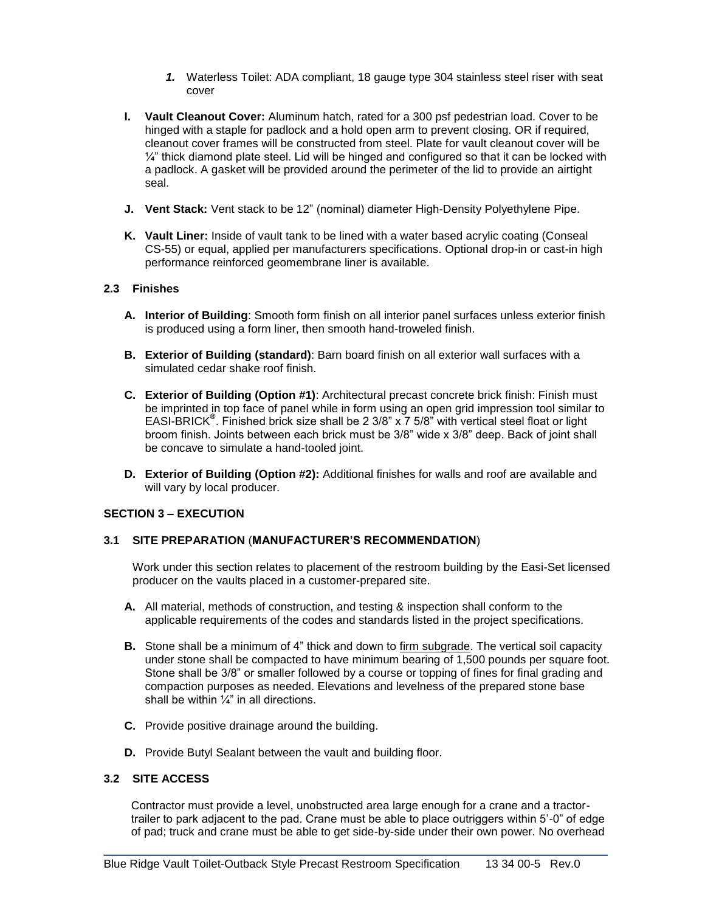*1.* Waterless Toilet: ADA compliant, 18 gauge type 304 stainless steel riser with seat cover

**I. Vault Cleanout Cover:** Aluminum hatch, rated for a 300 psf pedestrian load. Cover to be hinged with a staple for padlock and a hold open arm to prevent closing. OR if required, cleanout cover frames will be constructed from steel. Plate for vault cleanout cover will be ¼" thick diamond plate steel. Lid will be hinged and configured so that it can be locked with a padlock. A gasket will be provided around the perimeter of the lid to provide an airtight seal.

**J. Vent Stack:** Vent stack to be 12" (nominal) diameter High-Density Polyethylene Pipe.

**K. Vault Liner:** Inside of vault tank to be lined with a water based acrylic coating (Conseal CS-55) or equal, applied per manufacturers specifications. Optional drop-in or cast-in high performance reinforced geomembrane liner is available.

### 2.3 Finishes

**A. Interior of Building**: Smooth form finish on all interior panel surfaces unless exterior finish is produced using a form liner, then smooth hand-troweled finish.

**B. Exterior of Building (standard)**: Barn board finish on all exterior wall surfaces with a simulated cedar shake roof finish.

**C. Exterior of Building (Option #1)**: Architectural precast concrete brick finish: Finish must be imprinted in top face of panel while in form using an open grid impression tool similar to EASI-BRICK®. Finished brick size shall be 2 3/8" x 7 5/8" with vertical steel float or light broom finish. Joints between each brick must be 3/8" wide x 3/8" deep. Back of joint shall be concave to simulate a hand-tooled joint.

**D. Exterior of Building (Option #2):** Additional finishes for walls and roof are available and will vary by local producer.

## SECTION 3 – EXECUTION

### 3.1 SITE PREPARATION (MANUFACTURER'S RECOMMENDATION)

Work under this section relates to placement of the restroom building by the Easi-Set licensed producer on the vaults placed in a customer-prepared site.

**A.** All material, methods of construction, and testing & inspection shall conform to the applicable requirements of the codes and standards listed in the project specifications.

**B.** Stone shall be a minimum of 4" thick and down to <u>firm subgrade</u>. The vertical soil capacity under stone shall be compacted to have minimum bearing of 1,500 pounds per square foot. Stone shall be 3/8" or smaller followed by a course or topping of fines for final grading and compaction purposes as needed. Elevations and levelness of the prepared stone base shall be within ¼" in all directions.

**C.** Provide positive drainage around the building.

**D.** Provide Butyl Sealant between the vault and building floor.

### 3.2 SITE ACCESS

Contractor must provide a level, unobstructed area large enough for a crane and a tractor-trailer to park adjacent to the pad. Crane must be able to place outriggers within 5'-0" of edge of pad; truck and crane must be able to get side-by-side under their own power. No overhead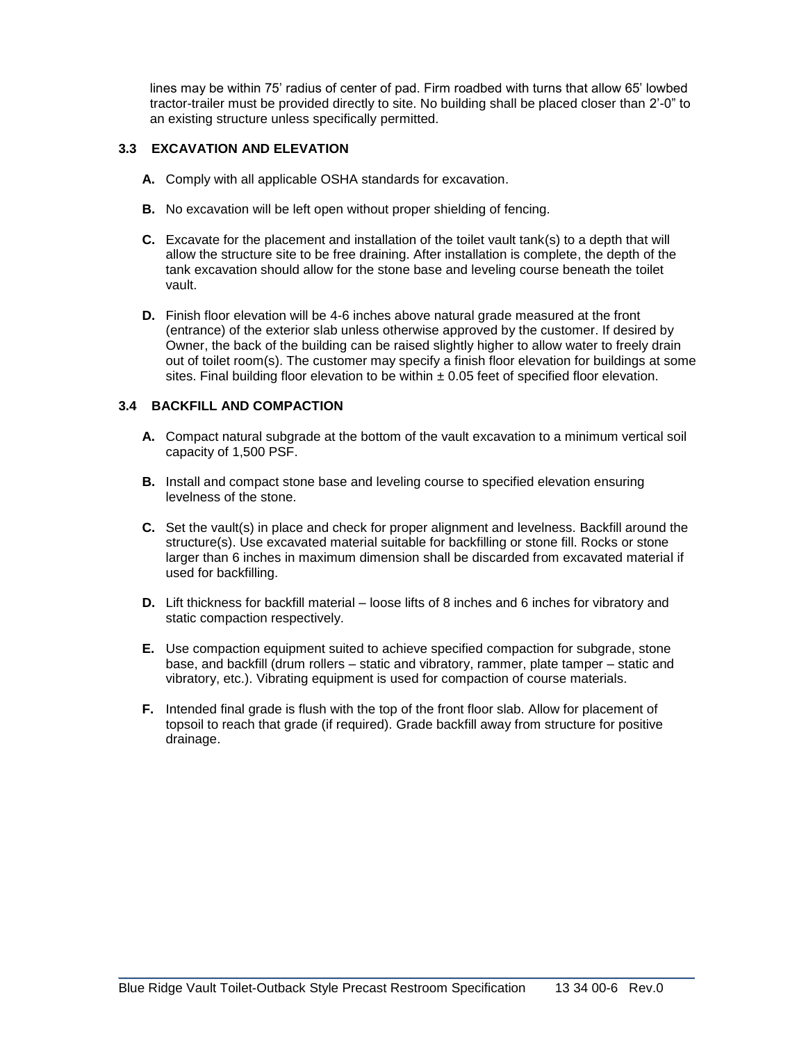lines may be within 75' radius of center of pad. Firm roadbed with turns that allow 65' lowbed tractor-trailer must be provided directly to site. No building shall be placed closer than 2'-0" to an existing structure unless specifically permitted.

### 3.3 EXCAVATION AND ELEVATION

**A.** Comply with all applicable OSHA standards for excavation.

**B.** No excavation will be left open without proper shielding of fencing.

**C.** Excavate for the placement and installation of the toilet vault tank(s) to a depth that will allow the structure site to be free draining. After installation is complete, the depth of the tank excavation should allow for the stone base and leveling course beneath the toilet vault.

**D.** Finish floor elevation will be 4-6 inches above natural grade measured at the front (entrance) of the exterior slab unless otherwise approved by the customer. If desired by Owner, the back of the building can be raised slightly higher to allow water to freely drain out of toilet room(s). The customer may specify a finish floor elevation for buildings at some sites. Final building floor elevation to be within ± 0.05 feet of specified floor elevation.

### 3.4 BACKFILL AND COMPACTION

**A.** Compact natural subgrade at the bottom of the vault excavation to a minimum vertical soil capacity of 1,500 PSF.

**B.** Install and compact stone base and leveling course to specified elevation ensuring levelness of the stone.

**C.** Set the vault(s) in place and check for proper alignment and levelness. Backfill around the structure(s). Use excavated material suitable for backfilling or stone fill. Rocks or stone larger than 6 inches in maximum dimension shall be discarded from excavated material if used for backfilling.

**D.** Lift thickness for backfill material – loose lifts of 8 inches and 6 inches for vibratory and static compaction respectively.

**E.** Use compaction equipment suited to achieve specified compaction for subgrade, stone base, and backfill (drum rollers – static and vibratory, rammer, plate tamper – static and vibratory, etc.). Vibrating equipment is used for compaction of course materials.

**F.** Intended final grade is flush with the top of the front floor slab. Allow for placement of topsoil to reach that grade (if required). Grade backfill away from structure for positive drainage.